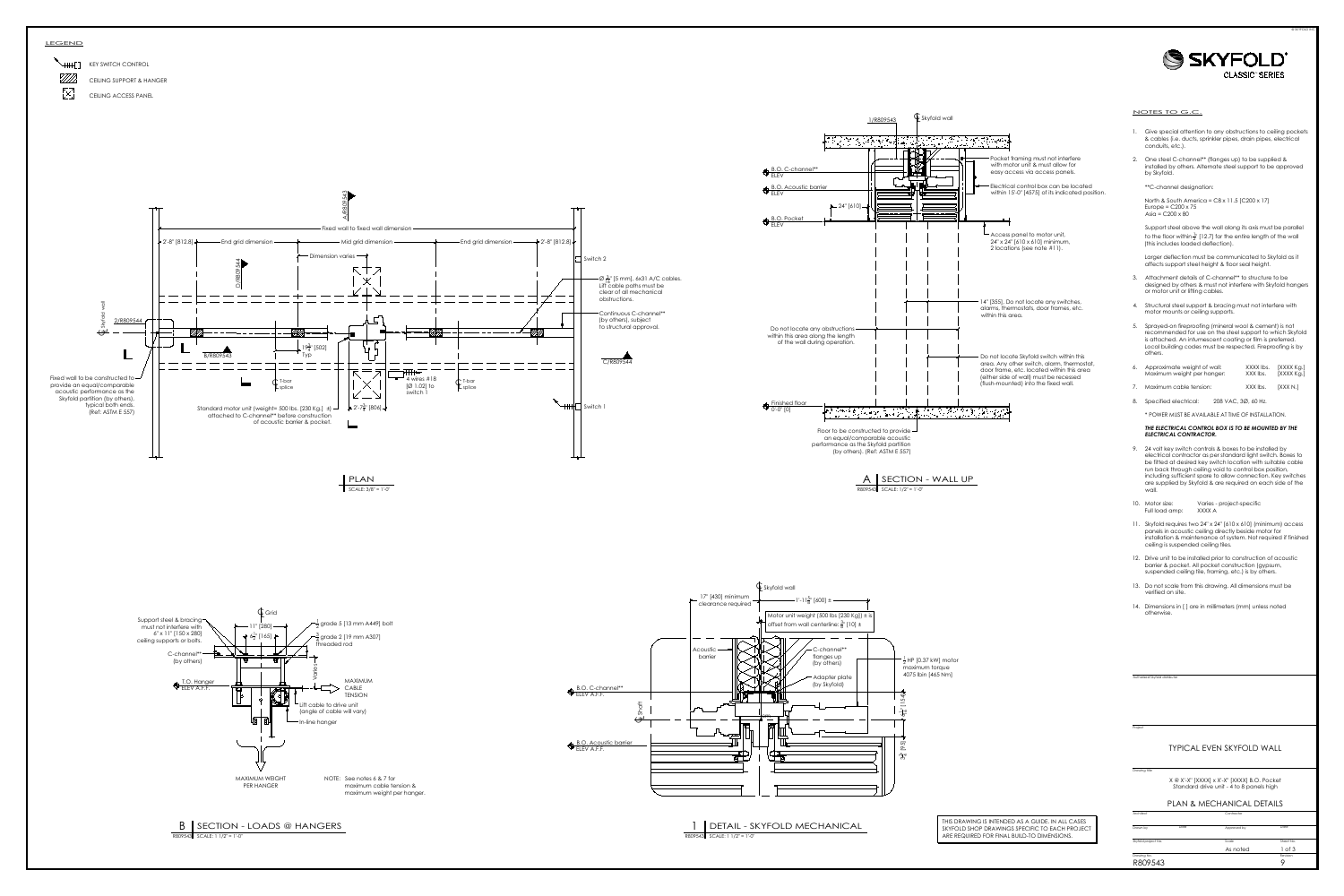## LEGEND

- KEY SWITCH CONTROL
- CEILING SUPPORT & HANGER
- CEILING ACCESS PANEL

## PLAN

SCALE: 3/8" = 1'-0"

Fixed wall to fixed wall dimension

2'-8" [812.8] — End grid dimension — Mid grid dimension — End grid dimension — 2'-8" [812.8]

Dimension varies

A/R809543

D/R809544

2/R809544

B/R809543

C/R809544

Skyfold wall

Switch 2

Switch 1

Ø 3/16" [5 mm], 6x31 A/C cables. Lift cable paths must be clear of all mechanical obstructions.

Continuous C-channel** (by others), subject to structural approval.

19 3/4" [502] Typ

T-bar splice

4 wires #18 (Ø 1.02) to switch 1

2'-7 3/4" [806]

Fixed wall to be constructed to provide an equal/comparable acoustic performance as the Skyfold partition (by others), typical both ends. (Ref: ASTM E 557)

Standard motor unit (weight= 500 lbs. [230 Kg.] ±) attached to C-channel** before construction of acoustic barrier & pocket.

## A SECTION - WALL UP

R809543 SCALE: 1/2" = 1'-0"

1/R809543

Skyfold wall

B.O. C-channel** ELEV

B.O. Acoustic barrier ELEV

B.O. Pocket ELEV

24" [610]

Pocket framing must not interfere with motor unit & must allow for easy access via access panels.

Electrical control box can be located within 15'-0" [4575] of its indicated position.

Access panel to motor unit, 24" x 24" [610 x 610] minimum, 2 locations (see note #11).

14" [355]. Do not locate any switches, alarms, thermostats, door frames, etc. within this area.

Do not locate any obstructions within this area along the length of the wall during operation.

Do not locate Skyfold switch within this area. Any other switch, alarm, thermostat, door frame, etc. located within this area (either side of wall) must be recessed (flush-mounted) into the fixed wall.

Finished floor 0'-0" [0]

Floor to be constructed to provide an equal/comparable acoustic performance as the Skyfold partition (by others). (Ref: ASTM E 557)

## B SECTION - LOADS @ HANGERS

R809543 SCALE: 1 1/2" = 1'-0"

Grid

Support steel & bracing must not interfere with 6" x 11" [150 x 280] ceiling supports or bolts.

11" [280]

6 1/2" [165]

1/2" grade 5 [13 mm A449] bolt

3/4" grade 2 [19 mm A307] threaded rod

C-channel** (by others)

T.O. Hanger ELEV A.F.F.

Varies

MAXIMUM CABLE TENSION

Lift cable to drive unit (angle of cable will vary)

In-line hanger

MAXIMUM WEIGHT PER HANGER

NOTE: See notes 6 & 7 for maximum cable tension & maximum weight per hanger.

## 1 DETAIL - SKYFOLD MECHANICAL

R809543 SCALE: 1 1/2" = 1'-0"

Skyfold wall

17" [430] minimum clearance required

1'-11 5/8" [600] ±

Motor unit weight (500 lbs [230 Kg]) ± is offset from wall centerline: 3/8" [10] ±

Acoustic barrier

C-channel** flanges up (by others)

Adapter plate (by Skyfold)

1/2 HP [0.37 kW] motor maximum torque 4075 lbin [465 Nm]

B.O. C-channel** ELEV A.F.F.

B.O. Acoustic barrier ELEV A.F.F.

Shaft

THIS DRAWING IS INTENDED AS A GUIDE. IN ALL CASES SKYFOLD SHOP DRAWINGS SPECIFIC TO EACH PROJECT ARE REQUIRED FOR FINAL BUILD-TO DIMENSIONS.

# SKYFOLD CLASSIC SERIES

## NOTES TO G.C.

1. Give special attention to any obstructions to ceiling pockets & cables (i.e. ducts, sprinkler pipes, drain pipes, electrical conduits, etc.).

2. One steel C-channel** (flanges up) to be supplied & installed by others. Alternate steel support to be approved by Skyfold.

   **C-channel designation:

   North & South America = C8 x 11.5 [C200 x 17]
   Europe = C200 x 75
   Asia = C200 x 80

   Support steel above the wall along its axis must be parallel to the floor within 1/2" [12.7] for the entire length of the wall (this includes loaded deflection).

   Larger deflection must be communicated to Skyfold as it affects support steel height & floor seal height.

3. Attachment details of C-channel** to structure to be designed by others & must not interfere with Skyfold hangers or motor unit or lifting cables.

4. Structural steel support & bracing must not interfere with motor mounts or ceiling supports.

5. Sprayed-on fireproofing (mineral wool & cement) is not recommended for use on the steel support to which Skyfold is attached. An intumescent coating or film is preferred. Local building codes must be respected. Fireproofing is by others.

6. Approximate weight of wall: XXXX lbs. [XXXX Kg.]
   Maximum weight per hanger: XXX lbs. [XXXX Kg.]

7. Maximum cable tension: XXX lbs. [XXX N.]

8. Specified electrical: 208 VAC, 3Ø, 60 Hz.

   * POWER MUST BE AVAILABLE AT TIME OF INSTALLATION.

   ***THE ELECTRICAL CONTROL BOX IS TO BE MOUNTED BY THE ELECTRICAL CONTRACTOR.***

9. 24 volt key switch controls & boxes to be installed by electrical contractor as per standard light switch. Boxes to be fitted at desired key switch location with suitable cable run back through ceiling void to control box position, including sufficient spare to allow connection. Key switches are supplied by Skyfold & are required on each side of the wall.

10. Motor size: Varies - project-specific
    Full load amp: XXXX A

11. Skyfold requires two 24" x 24" [610 x 610] (minimum) access panels in acoustic ceiling directly beside motor for installation & maintenance of system. Not required if finished ceiling is suspended ceiling tiles.

12. Drive unit to be installed prior to construction of acoustic barrier & pocket. All pocket construction (gypsum, suspended ceiling tile, framing, etc.) is by others.

13. Do not scale from this drawing. All dimensions must be verified on site.

14. Dimensions in [ ] are in millimeters (mm) unless noted otherwise.

Authorized Skyfold distributor

Project

TYPICAL EVEN SKYFOLD WALL

Drawing title

X'-X" [XXXX] x X'-X" [XXXX] B.O. Pocket
Standard drive unit - 4 to 8 panels high

PLAN & MECHANICAL DETAILS

| | | | |
|---|---|---|---|
| Architect | | Contractor | |
| Drawn by | Date | Approved by | Date |
| Skyfold project No. | | Scale As noted | Sheet No. 1 of 3 |
| Drawing No. R809543 | | | Revision 9 |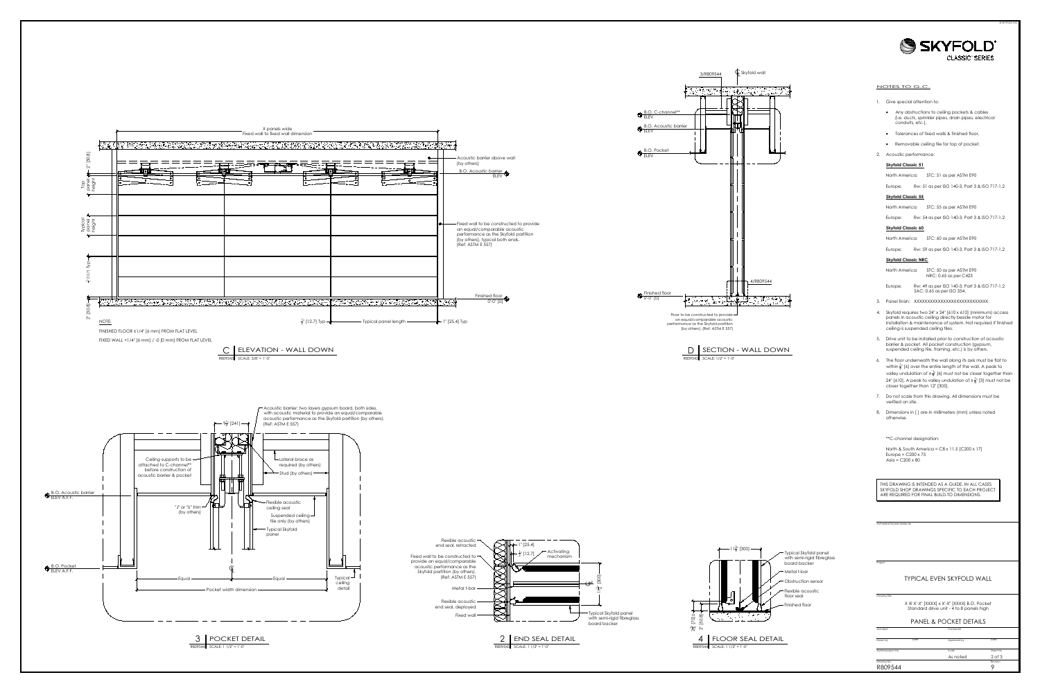SKYFOLD® CLASSIC SERIES

## NOTES TO G.C.

1. Give special attention to:
   - Any obstructions to ceiling pockets & cables (i.e. ducts, sprinkler pipes, drain pipes, electrical conduits, etc.).
   - Tolerances of fixed walls & finished floor.
   - Removable ceiling tile for top of pocket.
2. Acoustic performance:

**Skyfold Classic 51**

North America: STC: 51 as per ASTM E90

Europe: Rw: 51 as per ISO 140-3, Part 3 & ISO 717-1.2

**Skyfold Classic 55**

North America: STC: 55 as per ASTM E90

Europe: Rw: 54 as per ISO 140-3, Part 3 & ISO 717-1.2

**Skyfold Classic 60**

North America: STC: 60 as per ASTM E90

Europe: Rw: 59 as per ISO 140-3, Part 3 & ISO 717-1.2

**Skyfold Classic NRC**

North America: STC: 50 as per ASTM E90
NRC: 0.65 as per C423

Europe: Rw: 49 as per ISO 140-3, Part 3 & ISO 717-1.2
SAC: 0.65 as per ISO 354.

3. Panel finish: XXXXXXXXXXXXXXXXXXXXXXXXXX.
4. Skyfold requires two 24" x 24" [610 x 610] (minimum) access panels in acoustic ceiling directly beside motor for installation & maintenance of system. Not required if finished ceiling is suspended ceiling tiles.
5. Drive unit to be installed prior to construction of acoustic barrier & pocket. All pocket construction (gypsum, suspended ceiling tile, framing, etc.) is by others.
6. The floor underneath the wall along its axis must be flat to within $\frac{1}{4}$" [6] over the entire length of the wall. A peak to valley undulation of $\pm\frac{1}{4}$" [6] must not be closer together than 24" [610]. A peak to valley undulation of $\pm\frac{1}{8}$" [3] must not be closer together than 12" [305].
7. Do not scale from this drawing. All dimensions must be verified on site.
8. Dimensions in [ ] are in millimeters (mm) unless noted otherwise.

**C-channel designation:

North & South America = C8 x 11.5 [C200 x 17]
Europe = C200 x 75
Asia = C200 x 80

THIS DRAWING IS INTENDED AS A GUIDE. IN ALL CASES SKYFOLD SHOP DRAWINGS SPECIFIC TO EACH PROJECT ARE REQUIRED FOR FINAL BUILD-TO DIMENSIONS.

---

## C | ELEVATION - WALL DOWN
R809544 SCALE: 3/8" = 1'-0"

X panels wide
Fixed wall to fixed wall dimension
Top panel height 2" [50.8]
Typical panel height
$\frac{1}{2}$" [12.7] Typ
2" [50.8]
Acoustic barrier above wall (by others)
B.O. Acoustic barrier ELEV
Fixed wall to be constructed to provide an equal/comparable acoustic performance as the Skyfold partition (by others), typical both ends. (Ref: ASTM E 557)
Finished floor 0'-0" [0]
$\frac{1}{2}$" [12.7] Typ — Typical panel length — 1" [25.4] Typ

NOTE:
FINISHED FLOOR ±1/4" [6 mm] FROM FLAT LEVEL
FIXED WALL +1/4" [6 mm] / -0 [0 mm] FROM FLAT LEVEL

## D | SECTION - WALL DOWN
R809544 SCALE: 1/2" = 1'-0"

3/R809544
℄ Skyfold wall
B.O. C-channel** ELEV
B.O. Acoustic barrier ELEV
B.O. Pocket ELEV
4/R809544
Finished floor 0'-0" [0]
Floor to be constructed to provide an equal/comparable acoustic performance as the Skyfold partition (by others). (Ref: ASTM E 557)

## 3 | POCKET DETAIL
R809544 SCALE: 1 1/2" = 1'-0"

Acoustic barrier: two layers gypsum board, both sides, with acoustic material to provide an equal/comparable acoustic performance as the Skyfold partition (by others). (Ref: ASTM E 557)
9$\frac{1}{2}$" [241]
Ceiling supports to be attached to C-channel** before construction of acoustic barrier & pocket
Lateral brace as required (by others)
Stud (by others)
B.O. Acoustic barrier ELEV A.F.F.
"J" or "U" trim (by others)
Flexible acoustic ceiling seal
Suspended ceiling tile only (by others)
Typical Skyfold panel
B.O. Pocket ELEV A.F.F.
Equal — ℄ — Equal
Pocket width dimension
Typical ceiling detail

## 2 | END SEAL DETAIL
R809544 SCALE: 1 1/2" = 1'-0"

Flexible acoustic end seal, retracted
1" [25.4]
$\frac{1}{2}$" [12.7]
Activating mechanism
Fixed wall to be constructed to provide an equal/comparable acoustic performance as the Skyfold partition (by others). (Ref: ASTM E 557)
1$\frac{3}{16}$" [30]
Metal t-bar
Flexible acoustic end seal, deployed
Fixed wall
Typical Skyfold panel with semi-rigid fibreglass board backer

## 4 | FLOOR SEAL DETAIL
R809544 SCALE: 1 1/2" = 1'-0"

1$\frac{3}{16}$" [30]
Typical Skyfold panel with semi-rigid fibreglass board backer
Metal t-bar
Obstruction sensor
Flexible acoustic floor seal
Finished floor
2" [50.8]
2$\frac{13}{16}$" [72]

---

Project: TYPICAL EVEN SKYFOLD WALL

Drawing title: X @ X'-X" [XXXX] x X'-X" [XXXX] B.O. Pocket
Standard drive unit - 4 to 8 panels high

PANEL & POCKET DETAILS

| Drawn by | Date | Approved by | Date |
|---|---|---|---|
| | | | |

| Skyfold project No. | Scale | Sheet No. |
|---|---|---|
| | As noted | 2 of 3 |

| Drawing No. | Revision |
|---|---|
| R809544 | 9 |